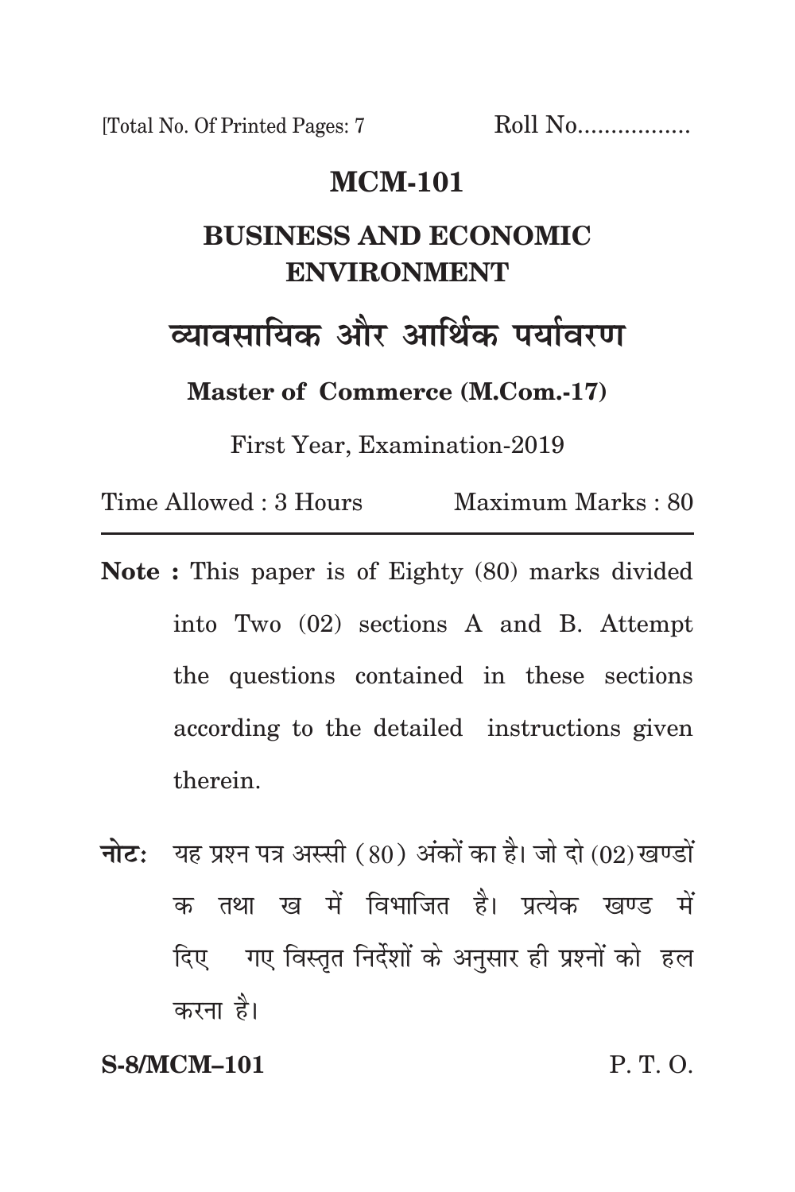[Total No. Of Printed Pages: 7    Roll No.................

# MCM-101

## BUSINESS AND ECONOMIC ENVIRONMENT

## व्यावसायिक और आर्थिक पर्यावरण

**Master of Commerce (M.Com.-17)**

First Year, Examination-2019

Time Allowed : 3 Hours    Maximum Marks : 80

---

**Note :** This paper is of Eighty (80) marks divided into Two (02) sections A and B. Attempt the questions contained in these sections according to the detailed instructions given therein.

**नोटः** यह प्रश्न पत्र अस्सी (80) अंकों का है। जो दो (02) खण्डों क तथा ख में विभाजित है। प्रत्येक खण्ड में दिए गए विस्तृत निर्देशों के अनुसार ही प्रश्नों को हल करना है।

**S-8/MCM–101**    P. T. O.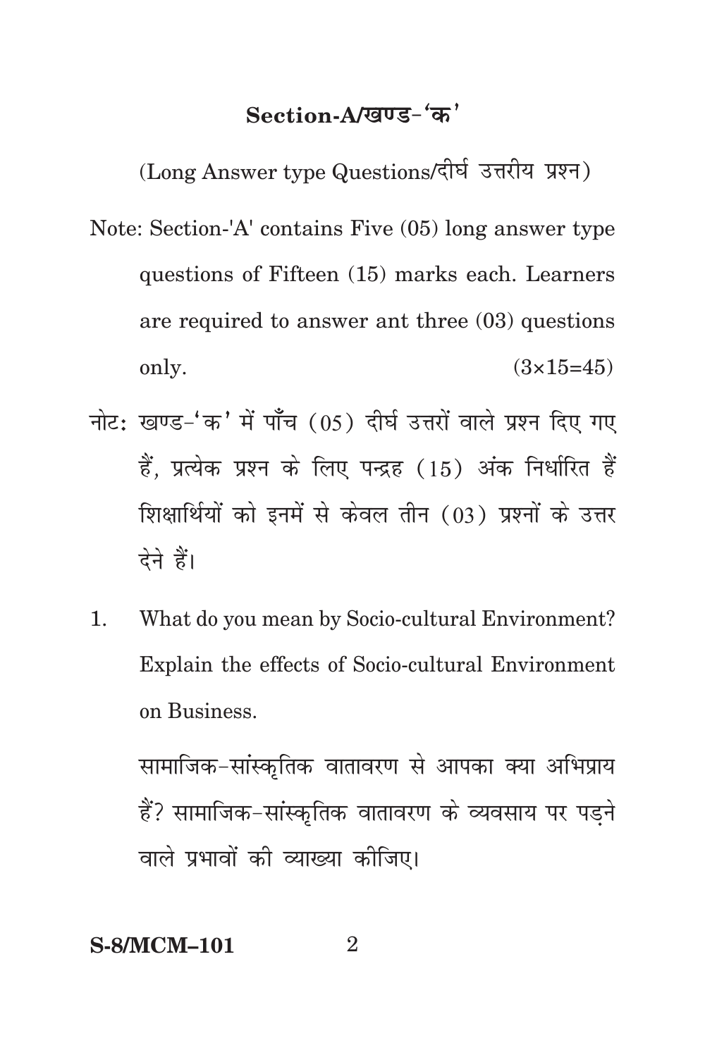## Section-A/खण्ड-'क'

(Long Answer type Questions/दीर्घ उत्तरीय प्रश्न)

Note: Section-'A' contains Five (05) long answer type questions of Fifteen (15) marks each. Learners are required to answer ant three (03) questions only. (3×15=45)

नोट: खण्ड-'क' में पाँच (05) दीर्घ उत्तरों वाले प्रश्न दिए गए हैं, प्रत्येक प्रश्न के लिए पन्द्रह (15) अंक निर्धारित हैं शिक्षार्थियों को इनमें से केवल तीन (03) प्रश्नों के उत्तर देने हैं।

1. What do you mean by Socio-cultural Environment? Explain the effects of Socio-cultural Environment on Business.

   सामाजिक-सांस्कृतिक वातावरण से आपका क्या अभिप्राय हैं? सामाजिक-सांस्कृतिक वातावरण के व्यवसाय पर पड़ने वाले प्रभावों की व्याख्या कीजिए।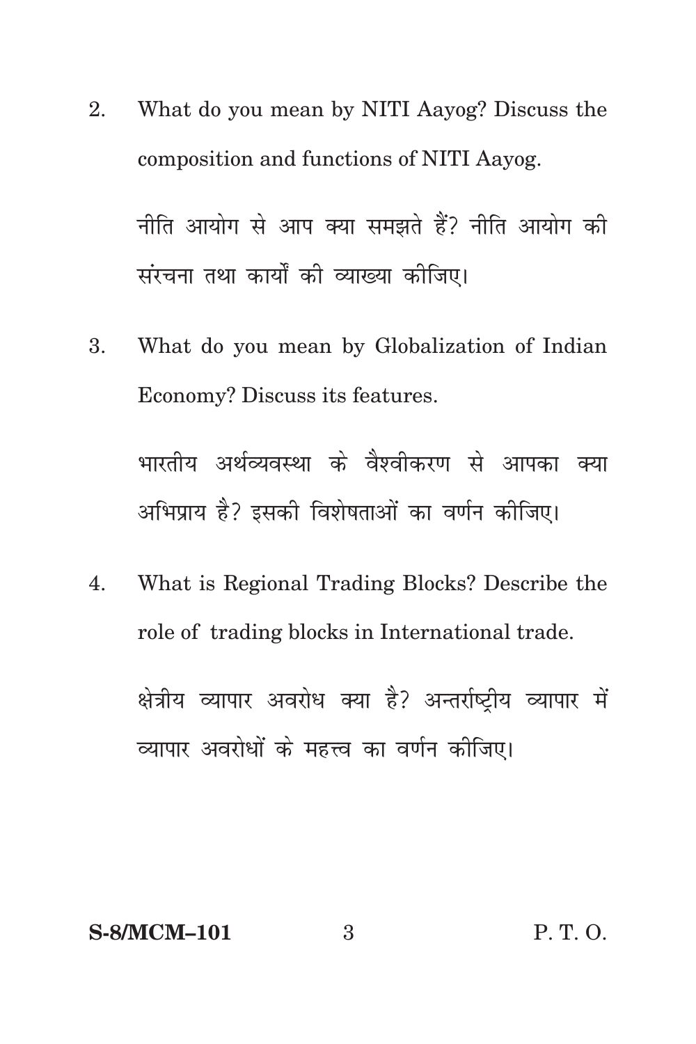2. What do you mean by NITI Aayog? Discuss the composition and functions of NITI Aayog.

   नीति आयोग से आप क्या समझते हैं? नीति आयोग की संरचना तथा कार्यों की व्याख्या कीजिए।

3. What do you mean by Globalization of Indian Economy? Discuss its features.

   भारतीय अर्थव्यवस्था के वैश्वीकरण से आपका क्या अभिप्राय है? इसकी विशेषताओं का वर्णन कीजिए।

4. What is Regional Trading Blocks? Describe the role of trading blocks in International trade.

   क्षेत्रीय व्यापार अवरोध क्या है? अन्तर्राष्ट्रीय व्यापार में व्यापार अवरोधों के महत्त्व का वर्णन कीजिए।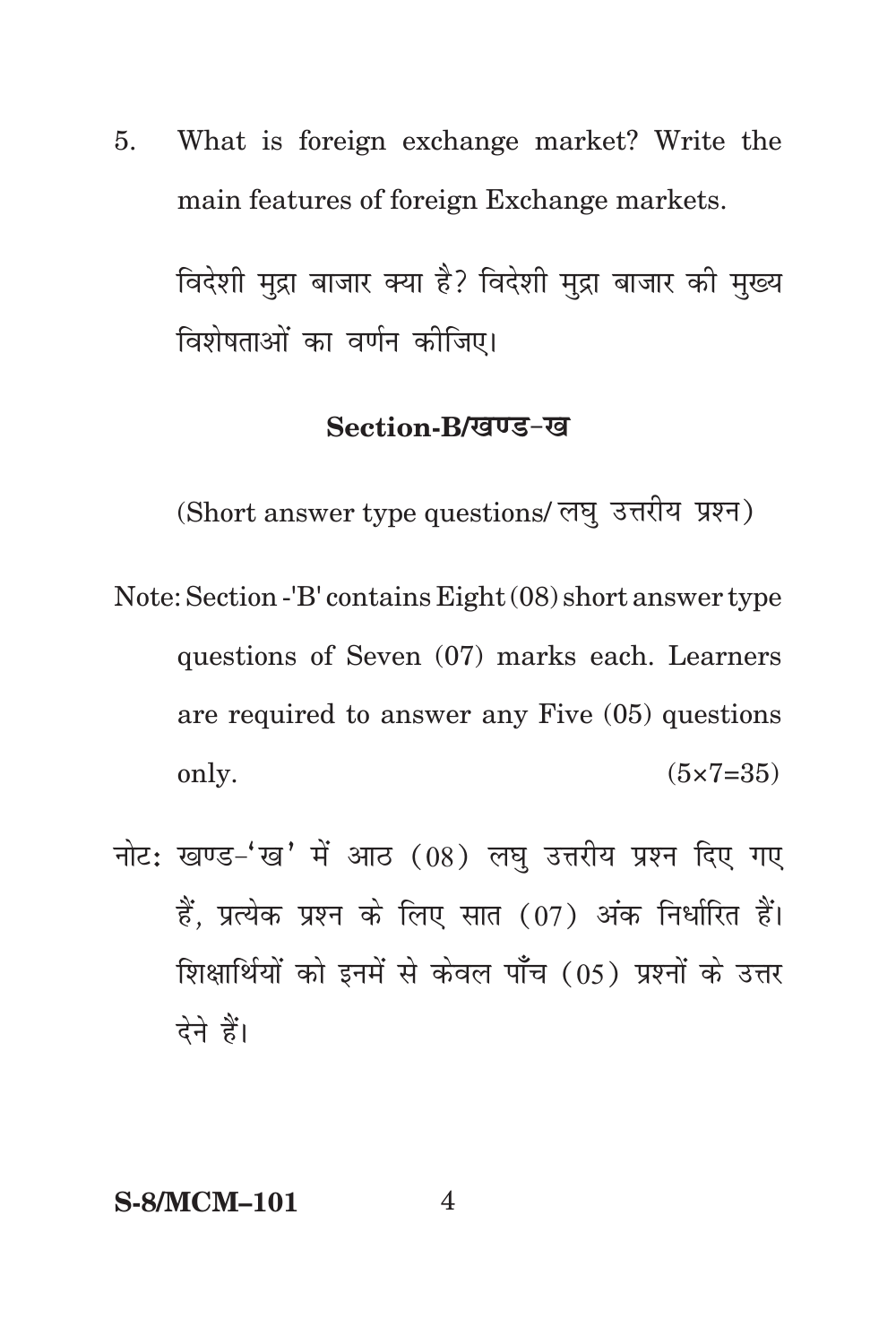5. What is foreign exchange market? Write the main features of foreign Exchange markets.

   विदेशी मुद्रा बाजार क्या है? विदेशी मुद्रा बाजार की मुख्य विशेषताओं का वर्णन कीजिए।

## Section-B/खण्ड-ख

(Short answer type questions/ लघु उत्तरीय प्रश्न)

Note: Section -'B' contains Eight (08) short answer type questions of Seven (07) marks each. Learners are required to answer any Five (05) questions only. (5×7=35)

नोट: खण्ड-'ख' में आठ (08) लघु उत्तरीय प्रश्न दिए गए हैं, प्रत्येक प्रश्न के लिए सात (07) अंक निर्धारित हैं। शिक्षार्थियों को इनमें से केवल पाँच (05) प्रश्नों के उत्तर देने हैं।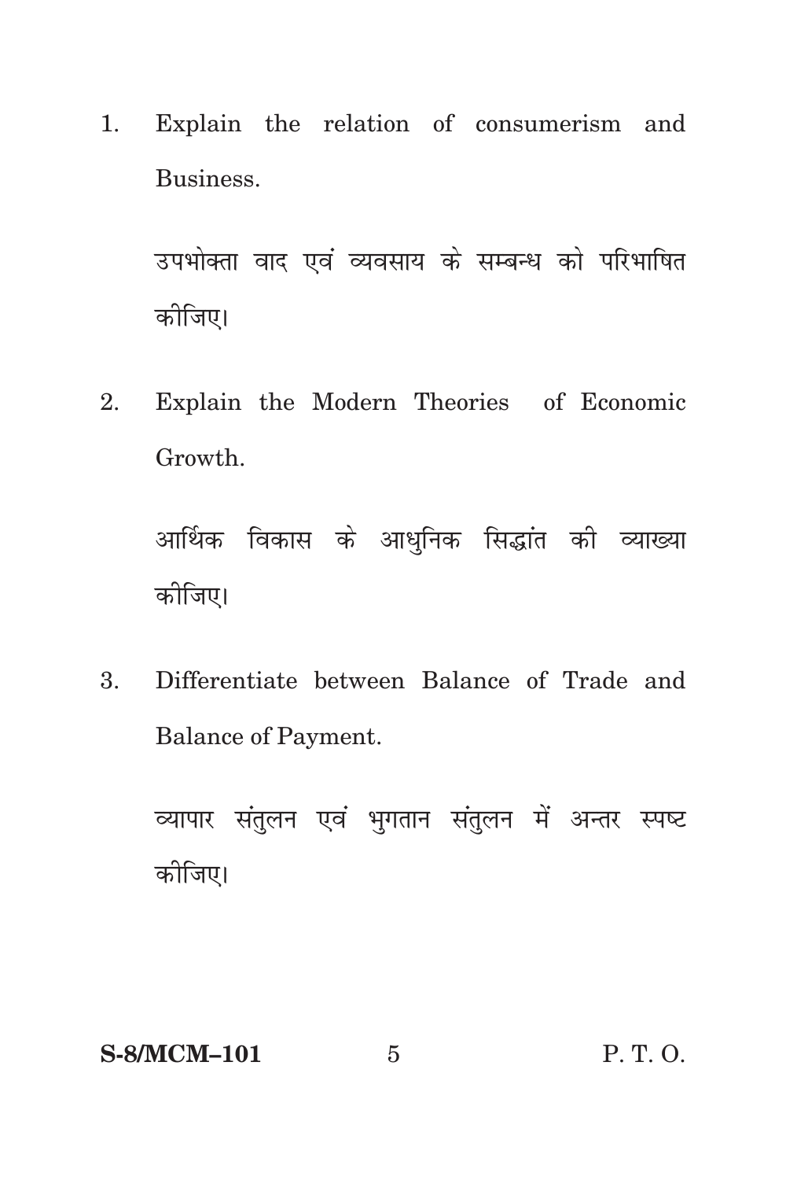1. Explain the relation of consumerism and Business.

   उपभोक्ता वाद एवं व्यवसाय के सम्बन्ध को परिभाषित कीजिए।

2. Explain the Modern Theories of Economic Growth.

   आर्थिक विकास के आधुनिक सिद्धांत की व्याख्या कीजिए।

3. Differentiate between Balance of Trade and Balance of Payment.

   व्यापार संतुलन एवं भुगतान संतुलन में अन्तर स्पष्ट कीजिए।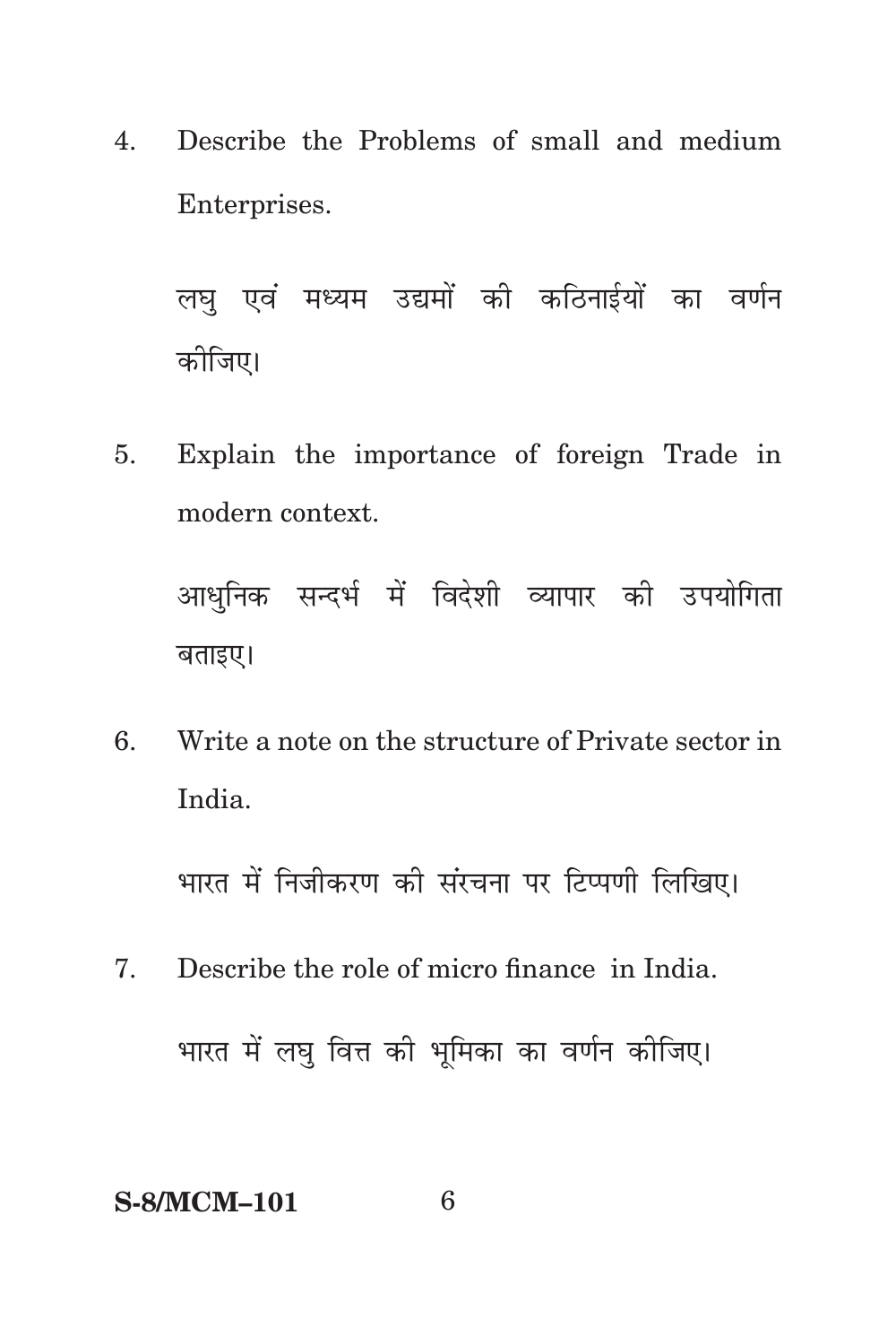4. Describe the Problems of small and medium Enterprises.

   लघु एवं मध्यम उद्यमों की कठिनाईयों का वर्णन कीजिए।

5. Explain the importance of foreign Trade in modern context.

   आधुनिक सन्दर्भ में विदेशी व्यापार की उपयोगिता बताइए।

6. Write a note on the structure of Private sector in India.

   भारत में निजीकरण की संरचना पर टिप्पणी लिखिए।

7. Describe the role of micro finance in India.

   भारत में लघु वित्त की भूमिका का वर्णन कीजिए।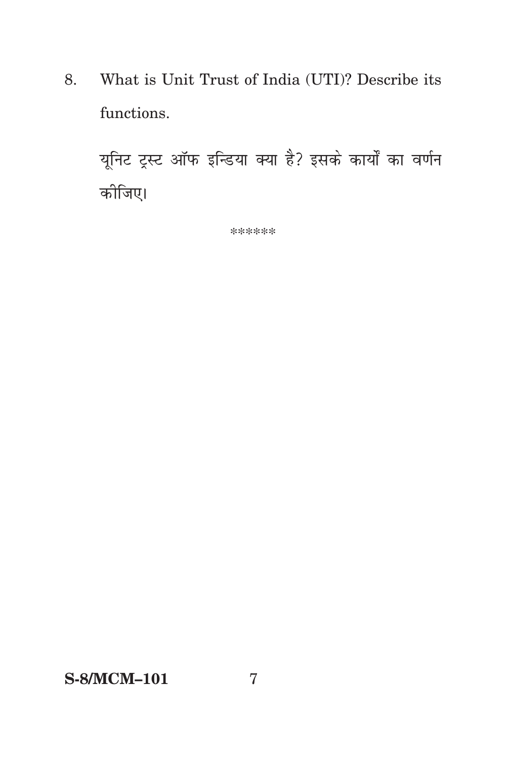8. What is Unit Trust of India (UTI)? Describe its functions.

   यूनिट ट्रस्ट ऑफ इन्डिया क्या है? इसके कार्यों का वर्णन कीजिए।

******